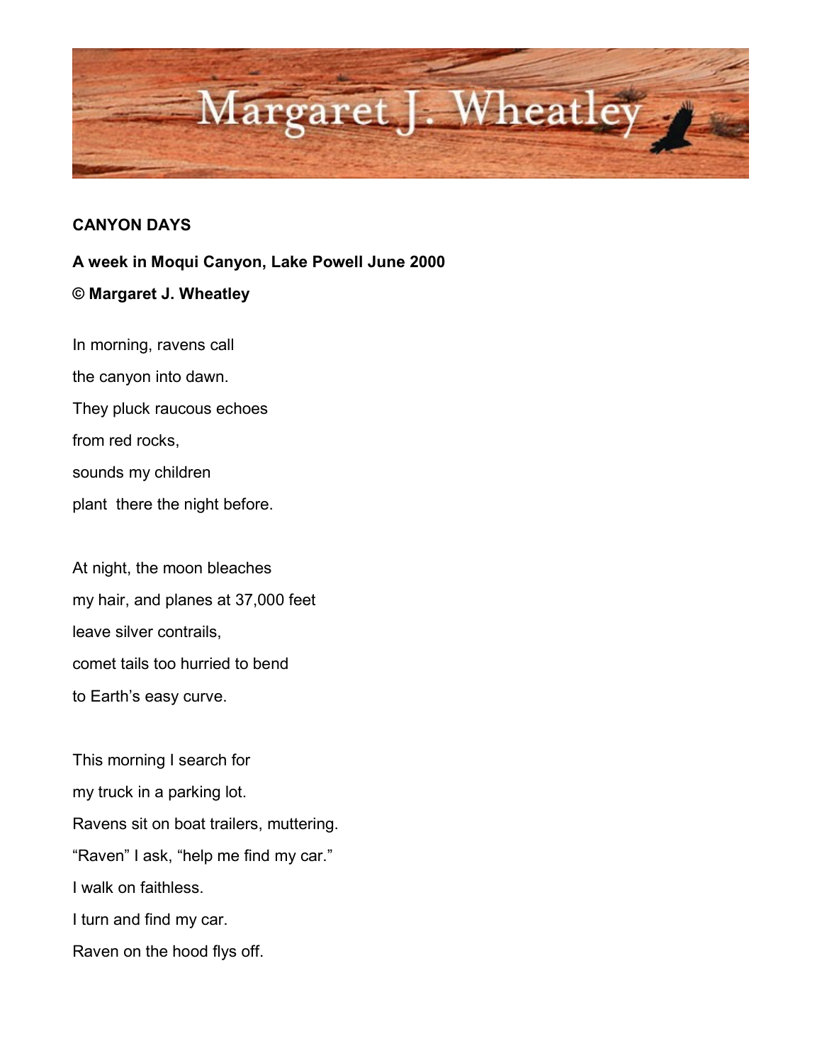# Margaret J. Wheatley

**CANYON DAYS**

**A week in Moqui Canyon, Lake Powell June 2000**

**© Margaret J. Wheatley**

In morning, ravens call  
the canyon into dawn.  
They pluck raucous echoes  
from red rocks,  
sounds my children  
plant  there the night before.

At night, the moon bleaches  
my hair, and planes at 37,000 feet  
leave silver contrails,  
comet tails too hurried to bend  
to Earth's easy curve.

This morning I search for  
my truck in a parking lot.  
Ravens sit on boat trailers, muttering.  
"Raven" I ask, "help me find my car."  
I walk on faithless.  
I turn and find my car.  
Raven on the hood flys off.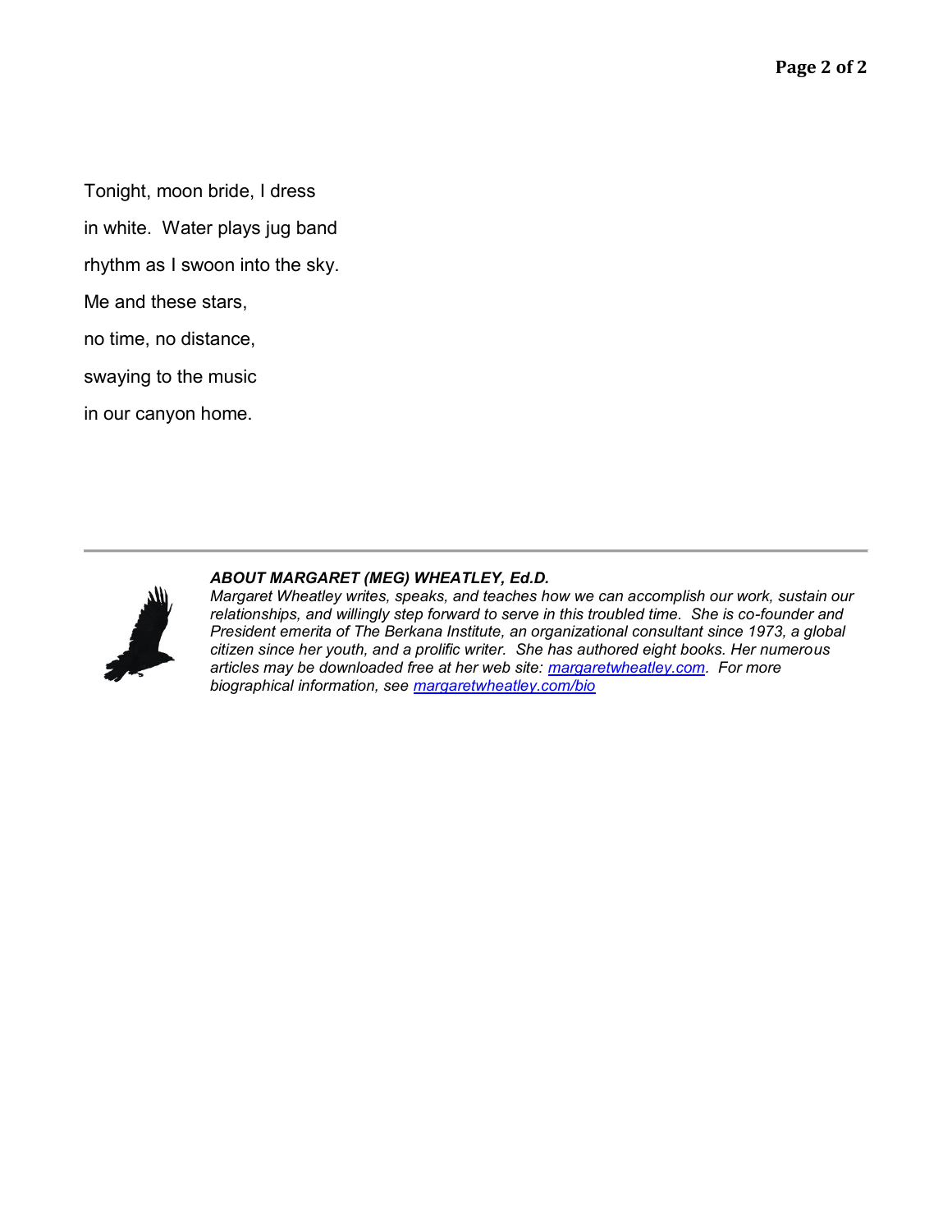Tonight, moon bride, I dress

in white.  Water plays jug band

rhythm as I swoon into the sky.

Me and these stars,

no time, no distance,

swaying to the music

in our canyon home.

---

***ABOUT MARGARET (MEG) WHEATLEY, Ed.D.***

*Margaret Wheatley writes, speaks, and teaches how we can accomplish our work, sustain our relationships, and willingly step forward to serve in this troubled time.  She is co-founder and President emerita of The Berkana Institute, an organizational consultant since 1973, a global citizen since her youth, and a prolific writer.  She has authored eight books. Her numerous articles may be downloaded free at her web site: margaretwheatley.com.  For more biographical information, see margaretwheatley.com/bio*